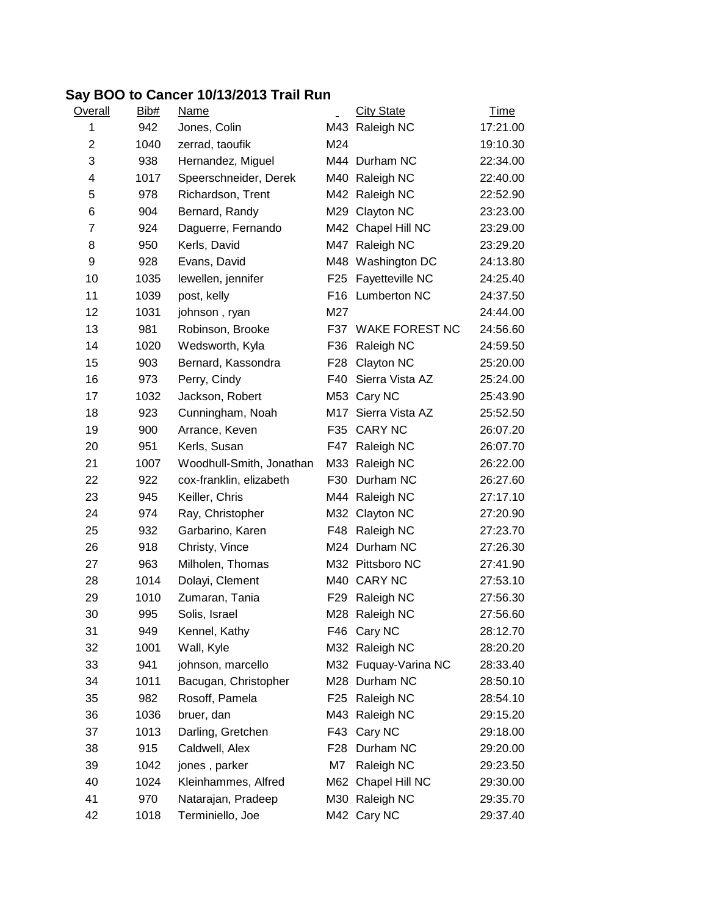## Say BOO to Cancer 10/13/2013 Trail Run

| Overall | Bib# | Name | | City State | Time |
|---|---|---|---|---|---|
| 1 | 942 | Jones, Colin | M43 | Raleigh NC | 17:21.00 |
| 2 | 1040 | zerrad, taoufik | M24 | | 19:10.30 |
| 3 | 938 | Hernandez, Miguel | M44 | Durham NC | 22:34.00 |
| 4 | 1017 | Speerschneider, Derek | M40 | Raleigh NC | 22:40.00 |
| 5 | 978 | Richardson, Trent | M42 | Raleigh NC | 22:52.90 |
| 6 | 904 | Bernard, Randy | M29 | Clayton NC | 23:23.00 |
| 7 | 924 | Daguerre, Fernando | M42 | Chapel Hill NC | 23:29.00 |
| 8 | 950 | Kerls, David | M47 | Raleigh NC | 23:29.20 |
| 9 | 928 | Evans, David | M48 | Washington DC | 24:13.80 |
| 10 | 1035 | lewellen, jennifer | F25 | Fayetteville NC | 24:25.40 |
| 11 | 1039 | post, kelly | F16 | Lumberton NC | 24:37.50 |
| 12 | 1031 | johnson , ryan | M27 | | 24:44.00 |
| 13 | 981 | Robinson, Brooke | F37 | WAKE FOREST NC | 24:56.60 |
| 14 | 1020 | Wedsworth, Kyla | F36 | Raleigh NC | 24:59.50 |
| 15 | 903 | Bernard, Kassondra | F28 | Clayton NC | 25:20.00 |
| 16 | 973 | Perry, Cindy | F40 | Sierra Vista AZ | 25:24.00 |
| 17 | 1032 | Jackson, Robert | M53 | Cary NC | 25:43.90 |
| 18 | 923 | Cunningham, Noah | M17 | Sierra Vista AZ | 25:52.50 |
| 19 | 900 | Arrance, Keven | F35 | CARY NC | 26:07.20 |
| 20 | 951 | Kerls, Susan | F47 | Raleigh NC | 26:07.70 |
| 21 | 1007 | Woodhull-Smith, Jonathan | M33 | Raleigh NC | 26:22.00 |
| 22 | 922 | cox-franklin, elizabeth | F30 | Durham NC | 26:27.60 |
| 23 | 945 | Keiller, Chris | M44 | Raleigh NC | 27:17.10 |
| 24 | 974 | Ray, Christopher | M32 | Clayton NC | 27:20.90 |
| 25 | 932 | Garbarino, Karen | F48 | Raleigh NC | 27:23.70 |
| 26 | 918 | Christy, Vince | M24 | Durham NC | 27:26.30 |
| 27 | 963 | Milholen, Thomas | M32 | Pittsboro NC | 27:41.90 |
| 28 | 1014 | Dolayi, Clement | M40 | CARY NC | 27:53.10 |
| 29 | 1010 | Zumaran, Tania | F29 | Raleigh NC | 27:56.30 |
| 30 | 995 | Solis, Israel | M28 | Raleigh NC | 27:56.60 |
| 31 | 949 | Kennel, Kathy | F46 | Cary NC | 28:12.70 |
| 32 | 1001 | Wall, Kyle | M32 | Raleigh NC | 28:20.20 |
| 33 | 941 | johnson, marcello | M32 | Fuquay-Varina NC | 28:33.40 |
| 34 | 1011 | Bacugan, Christopher | M28 | Durham NC | 28:50.10 |
| 35 | 982 | Rosoff, Pamela | F25 | Raleigh NC | 28:54.10 |
| 36 | 1036 | bruer, dan | M43 | Raleigh NC | 29:15.20 |
| 37 | 1013 | Darling, Gretchen | F43 | Cary NC | 29:18.00 |
| 38 | 915 | Caldwell, Alex | F28 | Durham NC | 29:20.00 |
| 39 | 1042 | jones , parker | M7 | Raleigh NC | 29:23.50 |
| 40 | 1024 | Kleinhammes, Alfred | M62 | Chapel Hill NC | 29:30.00 |
| 41 | 970 | Natarajan, Pradeep | M30 | Raleigh NC | 29:35.70 |
| 42 | 1018 | Terminiello, Joe | M42 | Cary NC | 29:37.40 |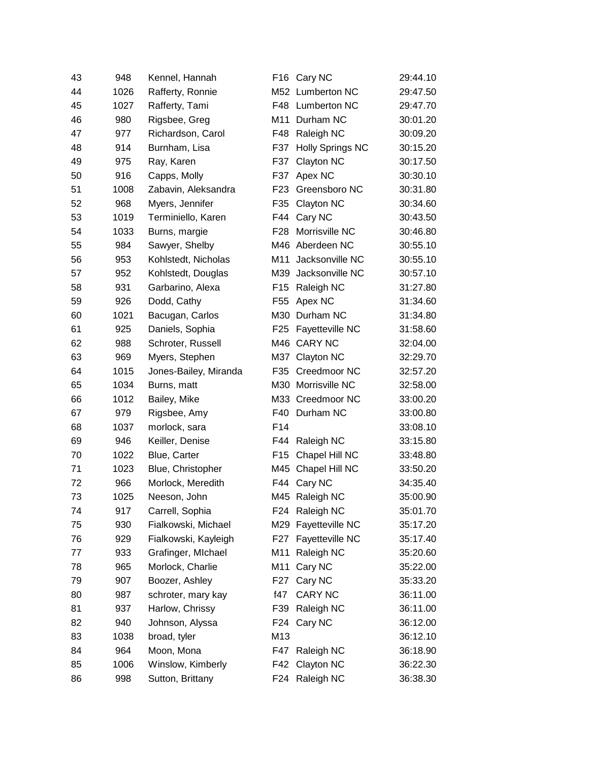| | | | | | |
|---|---|---|---|---|---|
| 43 | 948 | Kennel, Hannah | F16 | Cary NC | 29:44.10 |
| 44 | 1026 | Rafferty, Ronnie | M52 | Lumberton NC | 29:47.50 |
| 45 | 1027 | Rafferty, Tami | F48 | Lumberton NC | 29:47.70 |
| 46 | 980 | Rigsbee, Greg | M11 | Durham NC | 30:01.20 |
| 47 | 977 | Richardson, Carol | F48 | Raleigh NC | 30:09.20 |
| 48 | 914 | Burnham, Lisa | F37 | Holly Springs NC | 30:15.20 |
| 49 | 975 | Ray, Karen | F37 | Clayton NC | 30:17.50 |
| 50 | 916 | Capps, Molly | F37 | Apex NC | 30:30.10 |
| 51 | 1008 | Zabavin, Aleksandra | F23 | Greensboro NC | 30:31.80 |
| 52 | 968 | Myers, Jennifer | F35 | Clayton NC | 30:34.60 |
| 53 | 1019 | Terminiello, Karen | F44 | Cary NC | 30:43.50 |
| 54 | 1033 | Burns, margie | F28 | Morrisville NC | 30:46.80 |
| 55 | 984 | Sawyer, Shelby | M46 | Aberdeen NC | 30:55.10 |
| 56 | 953 | Kohlstedt, Nicholas | M11 | Jacksonville NC | 30:55.10 |
| 57 | 952 | Kohlstedt, Douglas | M39 | Jacksonville NC | 30:57.10 |
| 58 | 931 | Garbarino, Alexa | F15 | Raleigh NC | 31:27.80 |
| 59 | 926 | Dodd, Cathy | F55 | Apex NC | 31:34.60 |
| 60 | 1021 | Bacugan, Carlos | M30 | Durham NC | 31:34.80 |
| 61 | 925 | Daniels, Sophia | F25 | Fayetteville NC | 31:58.60 |
| 62 | 988 | Schroter, Russell | M46 | CARY NC | 32:04.00 |
| 63 | 969 | Myers, Stephen | M37 | Clayton NC | 32:29.70 |
| 64 | 1015 | Jones-Bailey, Miranda | F35 | Creedmoor NC | 32:57.20 |
| 65 | 1034 | Burns, matt | M30 | Morrisville NC | 32:58.00 |
| 66 | 1012 | Bailey, Mike | M33 | Creedmoor NC | 33:00.20 |
| 67 | 979 | Rigsbee, Amy | F40 | Durham NC | 33:00.80 |
| 68 | 1037 | morlock, sara | F14 | | 33:08.10 |
| 69 | 946 | Keiller, Denise | F44 | Raleigh NC | 33:15.80 |
| 70 | 1022 | Blue, Carter | F15 | Chapel Hill NC | 33:48.80 |
| 71 | 1023 | Blue, Christopher | M45 | Chapel Hill NC | 33:50.20 |
| 72 | 966 | Morlock, Meredith | F44 | Cary NC | 34:35.40 |
| 73 | 1025 | Neeson, John | M45 | Raleigh NC | 35:00.90 |
| 74 | 917 | Carrell, Sophia | F24 | Raleigh NC | 35:01.70 |
| 75 | 930 | Fialkowski, Michael | M29 | Fayetteville NC | 35:17.20 |
| 76 | 929 | Fialkowski, Kayleigh | F27 | Fayetteville NC | 35:17.40 |
| 77 | 933 | Grafinger, MIchael | M11 | Raleigh NC | 35:20.60 |
| 78 | 965 | Morlock, Charlie | M11 | Cary NC | 35:22.00 |
| 79 | 907 | Boozer, Ashley | F27 | Cary NC | 35:33.20 |
| 80 | 987 | schroter, mary kay | f47 | CARY NC | 36:11.00 |
| 81 | 937 | Harlow, Chrissy | F39 | Raleigh NC | 36:11.00 |
| 82 | 940 | Johnson, Alyssa | F24 | Cary NC | 36:12.00 |
| 83 | 1038 | broad, tyler | M13 | | 36:12.10 |
| 84 | 964 | Moon, Mona | F47 | Raleigh NC | 36:18.90 |
| 85 | 1006 | Winslow, Kimberly | F42 | Clayton NC | 36:22.30 |
| 86 | 998 | Sutton, Brittany | F24 | Raleigh NC | 36:38.30 |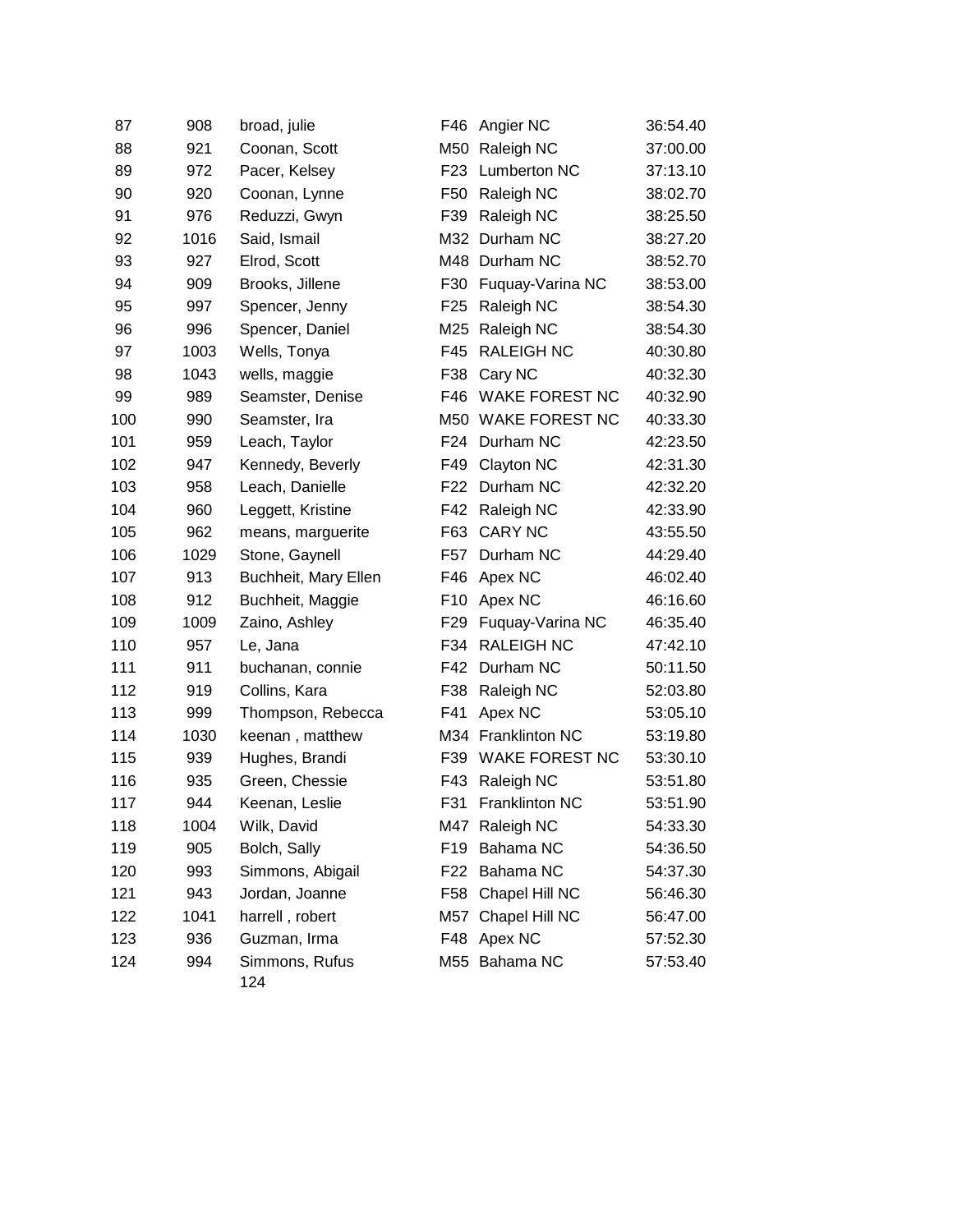| | | | | | |
|---|---|---|---|---|---|
| 87 | 908 | broad, julie | F46 | Angier NC | 36:54.40 |
| 88 | 921 | Coonan, Scott | M50 | Raleigh NC | 37:00.00 |
| 89 | 972 | Pacer, Kelsey | F23 | Lumberton NC | 37:13.10 |
| 90 | 920 | Coonan, Lynne | F50 | Raleigh NC | 38:02.70 |
| 91 | 976 | Reduzzi, Gwyn | F39 | Raleigh NC | 38:25.50 |
| 92 | 1016 | Said, Ismail | M32 | Durham NC | 38:27.20 |
| 93 | 927 | Elrod, Scott | M48 | Durham NC | 38:52.70 |
| 94 | 909 | Brooks, Jillene | F30 | Fuquay-Varina NC | 38:53.00 |
| 95 | 997 | Spencer, Jenny | F25 | Raleigh NC | 38:54.30 |
| 96 | 996 | Spencer, Daniel | M25 | Raleigh NC | 38:54.30 |
| 97 | 1003 | Wells, Tonya | F45 | RALEIGH NC | 40:30.80 |
| 98 | 1043 | wells, maggie | F38 | Cary NC | 40:32.30 |
| 99 | 989 | Seamster, Denise | F46 | WAKE FOREST NC | 40:32.90 |
| 100 | 990 | Seamster, Ira | M50 | WAKE FOREST NC | 40:33.30 |
| 101 | 959 | Leach, Taylor | F24 | Durham NC | 42:23.50 |
| 102 | 947 | Kennedy, Beverly | F49 | Clayton NC | 42:31.30 |
| 103 | 958 | Leach, Danielle | F22 | Durham NC | 42:32.20 |
| 104 | 960 | Leggett, Kristine | F42 | Raleigh NC | 42:33.90 |
| 105 | 962 | means, marguerite | F63 | CARY NC | 43:55.50 |
| 106 | 1029 | Stone, Gaynell | F57 | Durham NC | 44:29.40 |
| 107 | 913 | Buchheit, Mary Ellen | F46 | Apex NC | 46:02.40 |
| 108 | 912 | Buchheit, Maggie | F10 | Apex NC | 46:16.60 |
| 109 | 1009 | Zaino, Ashley | F29 | Fuquay-Varina NC | 46:35.40 |
| 110 | 957 | Le, Jana | F34 | RALEIGH NC | 47:42.10 |
| 111 | 911 | buchanan, connie | F42 | Durham NC | 50:11.50 |
| 112 | 919 | Collins, Kara | F38 | Raleigh NC | 52:03.80 |
| 113 | 999 | Thompson, Rebecca | F41 | Apex NC | 53:05.10 |
| 114 | 1030 | keenan , matthew | M34 | Franklinton NC | 53:19.80 |
| 115 | 939 | Hughes, Brandi | F39 | WAKE FOREST NC | 53:30.10 |
| 116 | 935 | Green, Chessie | F43 | Raleigh NC | 53:51.80 |
| 117 | 944 | Keenan, Leslie | F31 | Franklinton NC | 53:51.90 |
| 118 | 1004 | Wilk, David | M47 | Raleigh NC | 54:33.30 |
| 119 | 905 | Bolch, Sally | F19 | Bahama NC | 54:36.50 |
| 120 | 993 | Simmons, Abigail | F22 | Bahama NC | 54:37.30 |
| 121 | 943 | Jordan, Joanne | F58 | Chapel Hill NC | 56:46.30 |
| 122 | 1041 | harrell , robert | M57 | Chapel Hill NC | 56:47.00 |
| 123 | 936 | Guzman, Irma | F48 | Apex NC | 57:52.30 |
| 124 | 994 | Simmons, Rufus | M55 | Bahama NC | 57:53.40 |
| | | 124 | | | |